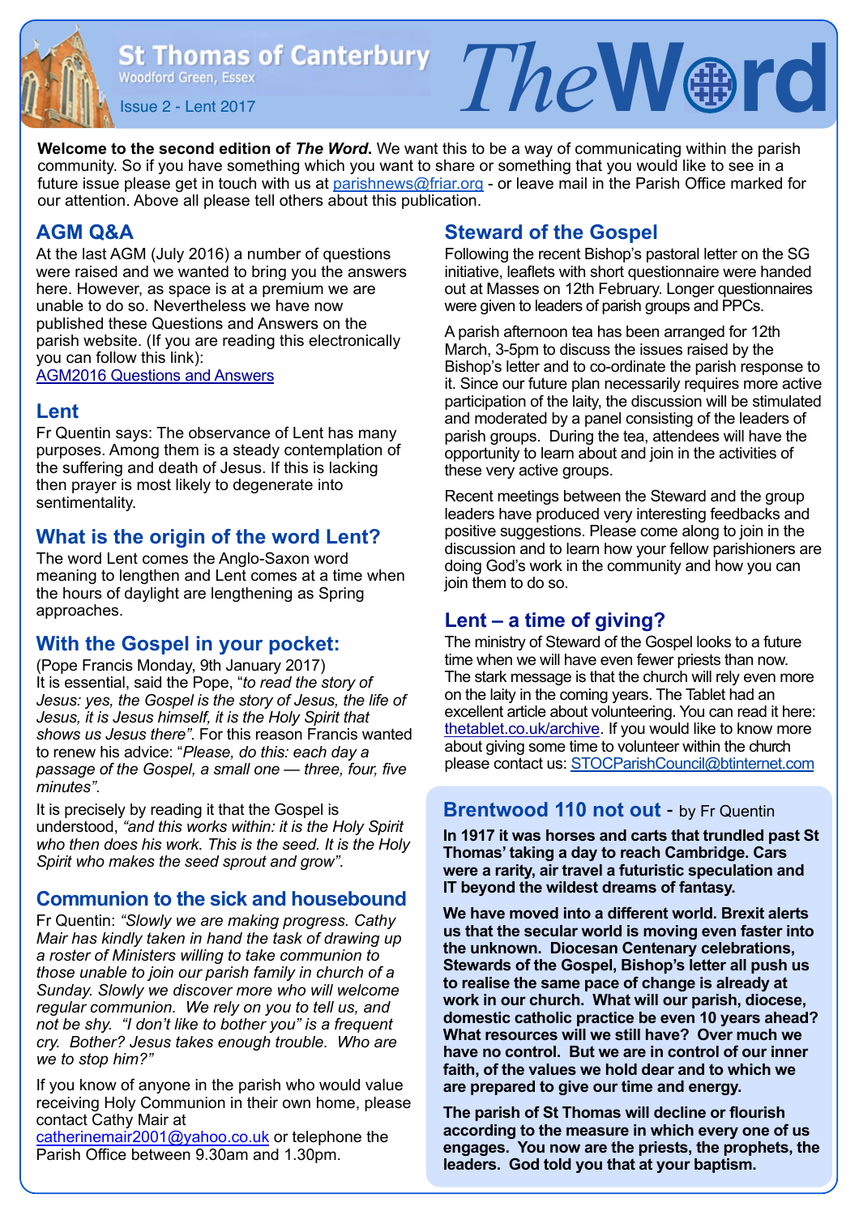# The Word

**St Thomas of Canterbury**
Woodford Green, Essex

Issue 2 - Lent 2017

**Welcome to the second edition of *The Word*.** We want this to be a way of communicating within the parish community. So if you have something which you want to share or something that you would like to see in a future issue please get in touch with us at parishnews@friar.org - or leave mail in the Parish Office marked for our attention. Above all please tell others about this publication.

## AGM Q&A

At the last AGM (July 2016) a number of questions were raised and we wanted to bring you the answers here. However, as space is at a premium we are unable to do so. Nevertheless we have now published these Questions and Answers on the parish website. (If you are reading this electronically you can follow this link):
AGM2016 Questions and Answers

## Lent

Fr Quentin says: The observance of Lent has many purposes. Among them is a steady contemplation of the suffering and death of Jesus. If this is lacking then prayer is most likely to degenerate into sentimentality.

## What is the origin of the word Lent?

The word Lent comes the Anglo-Saxon word meaning to lengthen and Lent comes at a time when the hours of daylight are lengthening as Spring approaches.

## With the Gospel in your pocket:

(Pope Francis Monday, 9th January 2017)
It is essential, said the Pope, "*to read the story of Jesus: yes, the Gospel is the story of Jesus, the life of Jesus, it is Jesus himself, it is the Holy Spirit that shows us Jesus there*". For this reason Francis wanted to renew his advice: "*Please, do this: each day a passage of the Gospel, a small one — three, four, five minutes*".

It is precisely by reading it that the Gospel is understood, *"and this works within: it is the Holy Spirit who then does his work. This is the seed. It is the Holy Spirit who makes the seed sprout and grow"*.

## Communion to the sick and housebound

Fr Quentin: *"Slowly we are making progress. Cathy Mair has kindly taken in hand the task of drawing up a roster of Ministers willing to take communion to those unable to join our parish family in church of a Sunday. Slowly we discover more who will welcome regular communion. We rely on you to tell us, and not be shy. "I don't like to bother you" is a frequent cry. Bother? Jesus takes enough trouble. Who are we to stop him?"*

If you know of anyone in the parish who would value receiving Holy Communion in their own home, please contact Cathy Mair at catherinemair2001@yahoo.co.uk or telephone the Parish Office between 9.30am and 1.30pm.

## Steward of the Gospel

Following the recent Bishop's pastoral letter on the SG initiative, leaflets with short questionnaire were handed out at Masses on 12th February. Longer questionnaires were given to leaders of parish groups and PPCs.

A parish afternoon tea has been arranged for 12th March, 3-5pm to discuss the issues raised by the Bishop's letter and to co-ordinate the parish response to it. Since our future plan necessarily requires more active participation of the laity, the discussion will be stimulated and moderated by a panel consisting of the leaders of parish groups. During the tea, attendees will have the opportunity to learn about and join in the activities of these very active groups.

Recent meetings between the Steward and the group leaders have produced very interesting feedbacks and positive suggestions. Please come along to join in the discussion and to learn how your fellow parishioners are doing God's work in the community and how you can join them to do so.

## Lent – a time of giving?

The ministry of Steward of the Gospel looks to a future time when we will have even fewer priests than now. The stark message is that the church will rely even more on the laity in the coming years. The Tablet had an excellent article about volunteering. You can read it here: thetablet.co.uk/archive. If you would like to know more about giving some time to volunteer within the church please contact us: STOCParishCouncil@btinternet.com

## Brentwood 110 not out - by Fr Quentin

**In 1917 it was horses and carts that trundled past St Thomas' taking a day to reach Cambridge. Cars were a rarity, air travel a futuristic speculation and IT beyond the wildest dreams of fantasy.**

**We have moved into a different world. Brexit alerts us that the secular world is moving even faster into the unknown. Diocesan Centenary celebrations, Stewards of the Gospel, Bishop's letter all push us to realise the same pace of change is already at work in our church. What will our parish, diocese, domestic catholic practice be even 10 years ahead? What resources will we still have? Over much we have no control. But we are in control of our inner faith, of the values we hold dear and to which we are prepared to give our time and energy.**

**The parish of St Thomas will decline or flourish according to the measure in which every one of us engages. You now are the priests, the prophets, the leaders. God told you that at your baptism.**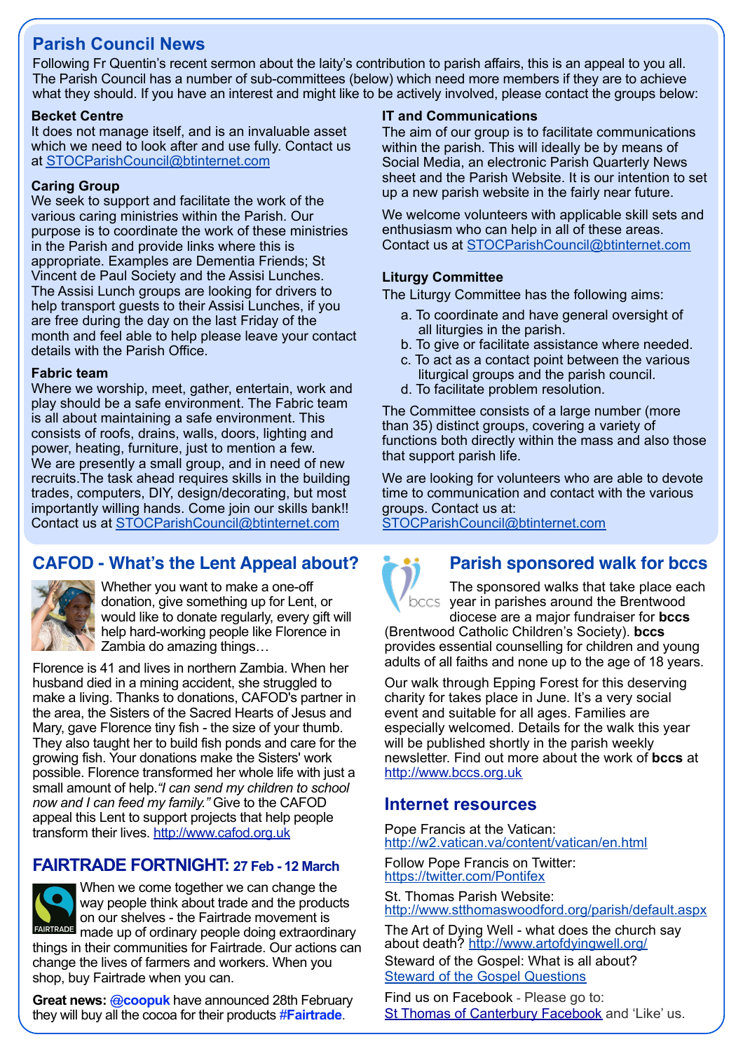## Parish Council News

Following Fr Quentin's recent sermon about the laity's contribution to parish affairs, this is an appeal to you all. The Parish Council has a number of sub-committees (below) which need more members if they are to achieve what they should. If you have an interest and might like to be actively involved, please contact the groups below:

### Becket Centre

It does not manage itself, and is an invaluable asset which we need to look after and use fully. Contact us at STOCParishCouncil@btinternet.com

### Caring Group

We seek to support and facilitate the work of the various caring ministries within the Parish. Our purpose is to coordinate the work of these ministries in the Parish and provide links where this is appropriate. Examples are Dementia Friends; St Vincent de Paul Society and the Assisi Lunches. The Assisi Lunch groups are looking for drivers to help transport guests to their Assisi Lunches, if you are free during the day on the last Friday of the month and feel able to help please leave your contact details with the Parish Office.

### Fabric team

Where we worship, meet, gather, entertain, work and play should be a safe environment. The Fabric team is all about maintaining a safe environment. This consists of roofs, drains, walls, doors, lighting and power, heating, furniture, just to mention a few. We are presently a small group, and in need of new recruits.The task ahead requires skills in the building trades, computers, DIY, design/decorating, but most importantly willing hands. Come join our skills bank!! Contact us at STOCParishCouncil@btinternet.com

### IT and Communications

The aim of our group is to facilitate communications within the parish. This will ideally be by means of Social Media, an electronic Parish Quarterly News sheet and the Parish Website. It is our intention to set up a new parish website in the fairly near future.

We welcome volunteers with applicable skill sets and enthusiasm who can help in all of these areas. Contact us at STOCParishCouncil@btinternet.com

### Liturgy Committee

The Liturgy Committee has the following aims:

a. To coordinate and have general oversight of all liturgies in the parish.
b. To give or facilitate assistance where needed.
c. To act as a contact point between the various liturgical groups and the parish council.
d. To facilitate problem resolution.

The Committee consists of a large number (more than 35) distinct groups, covering a variety of functions both directly within the mass and also those that support parish life.

We are looking for volunteers who are able to devote time to communication and contact with the various groups. Contact us at: STOCParishCouncil@btinternet.com

## CAFOD - What's the Lent Appeal about?

Whether you want to make a one-off donation, give something up for Lent, or would like to donate regularly, every gift will help hard-working people like Florence in Zambia do amazing things…

Florence is 41 and lives in northern Zambia. When her husband died in a mining accident, she struggled to make a living. Thanks to donations, CAFOD's partner in the area, the Sisters of the Sacred Hearts of Jesus and Mary, gave Florence tiny fish - the size of your thumb. They also taught her to build fish ponds and care for the growing fish. Your donations make the Sisters' work possible. Florence transformed her whole life with just a small amount of help.*"I can send my children to school now and I can feed my family."* Give to the CAFOD appeal this Lent to support projects that help people transform their lives. http://www.cafod.org.uk

## FAIRTRADE FORTNIGHT: 27 Feb - 12 March

When we come together we can change the way people think about trade and the products on our shelves - the Fairtrade movement is made up of ordinary people doing extraordinary things in their communities for Fairtrade. Our actions can change the lives of farmers and workers. When you shop, buy Fairtrade when you can.

**Great news:** **@coopuk** have announced 28th February they will buy all the cocoa for their products **#Fairtrade**.

## Parish sponsored walk for bccs

The sponsored walks that take place each year in parishes around the Brentwood diocese are a major fundraiser for **bccs** (Brentwood Catholic Children's Society). **bccs** provides essential counselling for children and young adults of all faiths and none up to the age of 18 years.

Our walk through Epping Forest for this deserving charity for takes place in June. It's a very social event and suitable for all ages. Families are especially welcomed. Details for the walk this year will be published shortly in the parish weekly newsletter. Find out more about the work of **bccs** at http://www.bccs.org.uk

## Internet resources

Pope Francis at the Vatican:
http://w2.vatican.va/content/vatican/en.html

Follow Pope Francis on Twitter:
https://twitter.com/Pontifex

St. Thomas Parish Website:
http://www.stthomaswoodford.org/parish/default.aspx

The Art of Dying Well - what does the church say about death? http://www.artofdyingwell.org/

Steward of the Gospel: What is all about?
Steward of the Gospel Questions

Find us on Facebook - Please go to:
St Thomas of Canterbury Facebook and 'Like' us.